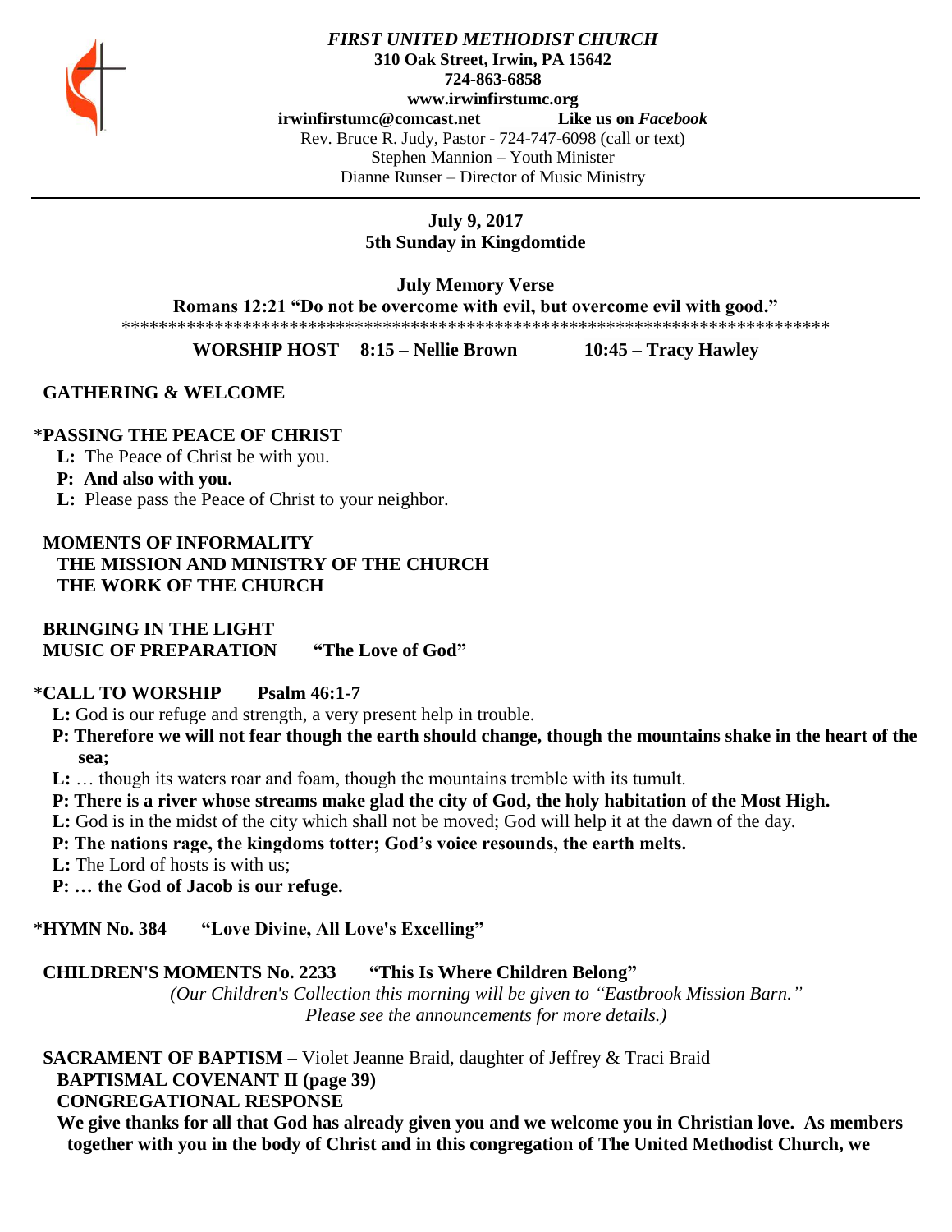*FIRST UNITED METHODIST CHURCH*
**310 Oak Street, Irwin, PA 15642**
**724-863-6858**
**www.irwinfirstumc.org**
**irwinfirstumc@comcast.net** **Like us on *Facebook***
Rev. Bruce R. Judy, Pastor - 724-747-6098 (call or text)
Stephen Mannion – Youth Minister
Dianne Runser – Director of Music Ministry

---

**July 9, 2017**
**5th Sunday in Kingdomtide**

**July Memory Verse**
**Romans 12:21 "Do not be overcome with evil, but overcome evil with good."**
******************************************************************************

**WORSHIP HOST 8:15 – Nellie Brown 10:45 – Tracy Hawley**

**GATHERING & WELCOME**

***PASSING THE PEACE OF CHRIST**

**L:** The Peace of Christ be with you.
**P: And also with you.**
**L:** Please pass the Peace of Christ to your neighbor.

**MOMENTS OF INFORMALITY**
**THE MISSION AND MINISTRY OF THE CHURCH**
**THE WORK OF THE CHURCH**

**BRINGING IN THE LIGHT**
**MUSIC OF PREPARATION "The Love of God"**

***CALL TO WORSHIP Psalm 46:1-7**

**L:** God is our refuge and strength, a very present help in trouble.
**P: Therefore we will not fear though the earth should change, though the mountains shake in the heart of the sea;**
**L:** … though its waters roar and foam, though the mountains tremble with its tumult.
**P: There is a river whose streams make glad the city of God, the holy habitation of the Most High.**
**L:** God is in the midst of the city which shall not be moved; God will help it at the dawn of the day.
**P: The nations rage, the kingdoms totter; God's voice resounds, the earth melts.**
**L:** The Lord of hosts is with us;
**P: … the God of Jacob is our refuge.**

***HYMN No. 384 "Love Divine, All Love's Excelling"**

**CHILDREN'S MOMENTS No. 2233 "This Is Where Children Belong"**
*(Our Children's Collection this morning will be given to "Eastbrook Mission Barn." Please see the announcements for more details.)*

**SACRAMENT OF BAPTISM –** Violet Jeanne Braid, daughter of Jeffrey & Traci Braid
**BAPTISMAL COVENANT II (page 39)**
**CONGREGATIONAL RESPONSE**
**We give thanks for all that God has already given you and we welcome you in Christian love. As members together with you in the body of Christ and in this congregation of The United Methodist Church, we**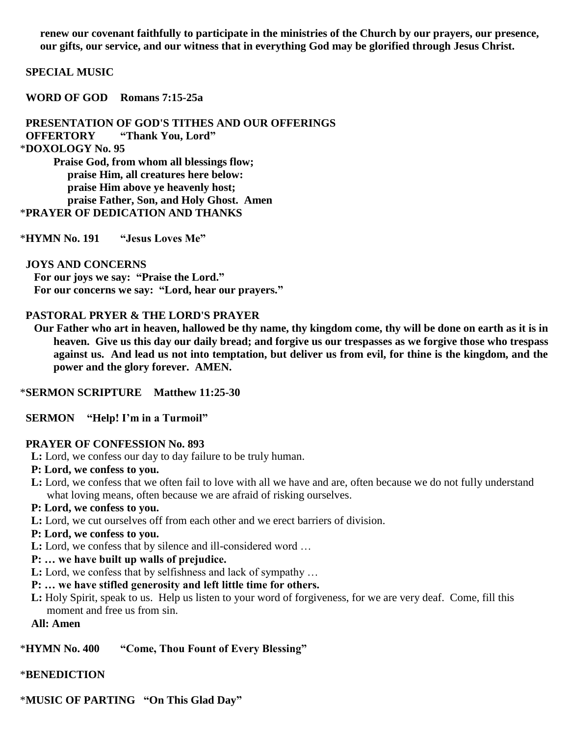**renew our covenant faithfully to participate in the ministries of the Church by our prayers, our presence, our gifts, our service, and our witness that in everything God may be glorified through Jesus Christ.**

**SPECIAL MUSIC**

**WORD OF GOD    Romans 7:15-25a**

**PRESENTATION OF GOD'S TITHES AND OUR OFFERINGS**
**OFFERTORY    "Thank You, Lord"**
\***DOXOLOGY No. 95**

**Praise God, from whom all blessings flow;**
**praise Him, all creatures here below:**
**praise Him above ye heavenly host;**
**praise Father, Son, and Holy Ghost.  Amen**

\***PRAYER OF DEDICATION AND THANKS**

\***HYMN No. 191    "Jesus Loves Me"**

**JOYS AND CONCERNS**
**For our joys we say:  "Praise the Lord."**
**For our concerns we say:  "Lord, hear our prayers."**

**PASTORAL PRYER & THE LORD'S PRAYER**
**Our Father who art in heaven, hallowed be thy name, thy kingdom come, thy will be done on earth as it is in heaven.  Give us this day our daily bread; and forgive us our trespasses as we forgive those who trespass against us.  And lead us not into temptation, but deliver us from evil, for thine is the kingdom, and the power and the glory forever.  AMEN.**

\***SERMON SCRIPTURE    Matthew 11:25-30**

**SERMON    "Help! I'm in a Turmoil"**

**PRAYER OF CONFESSION No. 893**

**L:** Lord, we confess our day to day failure to be truly human.
**P: Lord, we confess to you.**
**L:** Lord, we confess that we often fail to love with all we have and are, often because we do not fully understand what loving means, often because we are afraid of risking ourselves.
**P: Lord, we confess to you.**
**L:** Lord, we cut ourselves off from each other and we erect barriers of division.
**P: Lord, we confess to you.**
**L:** Lord, we confess that by silence and ill-considered word …
**P: … we have built up walls of prejudice.**
**L:** Lord, we confess that by selfishness and lack of sympathy …
**P: … we have stifled generosity and left little time for others.**
**L:** Holy Spirit, speak to us.  Help us listen to your word of forgiveness, for we are very deaf.  Come, fill this moment and free us from sin.
**All: Amen**

\***HYMN No. 400    "Come, Thou Fount of Every Blessing"**

\***BENEDICTION**

\***MUSIC OF PARTING   "On This Glad Day"**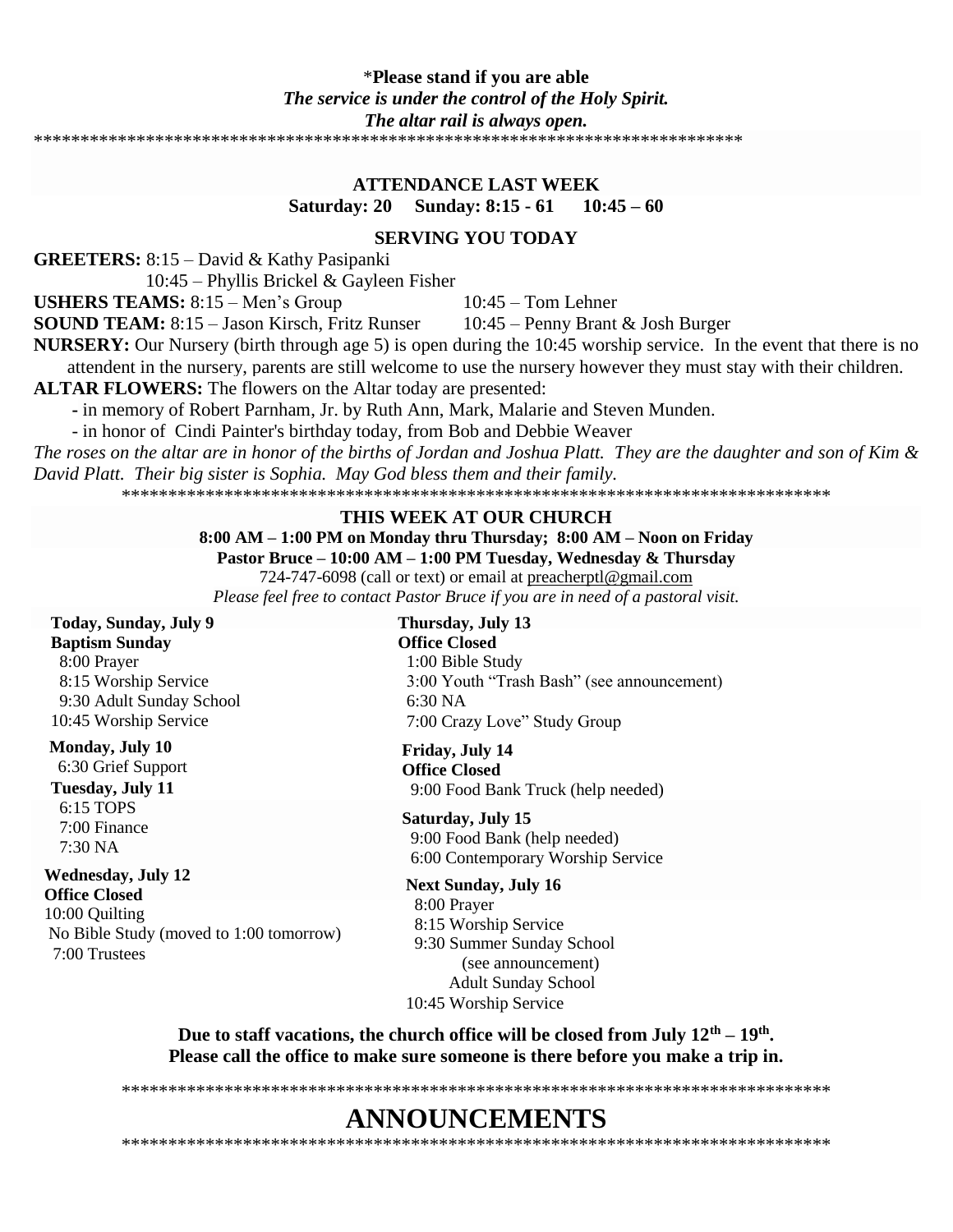\***Please stand if you are able**

***The service is under the control of the Holy Spirit.***

***The altar rail is always open.***

\*\*\*\*\*\*\*\*\*\*\*\*\*\*\*\*\*\*\*\*\*\*\*\*\*\*\*\*\*\*\*\*\*\*\*\*\*\*\*\*\*\*\*\*\*\*\*\*\*\*\*\*\*\*\*\*\*\*\*\*\*\*\*\*\*\*\*\*\*\*\*\*\*\*\*\*\*

**ATTENDANCE LAST WEEK**

**Saturday: 20 Sunday: 8:15 - 61 10:45 – 60**

**SERVING YOU TODAY**

**GREETERS:** 8:15 – David & Kathy Pasipanki
10:45 – Phyllis Brickel & Gayleen Fisher

**USHERS TEAMS:** 8:15 – Men's Group 10:45 – Tom Lehner

**SOUND TEAM:** 8:15 – Jason Kirsch, Fritz Runser 10:45 – Penny Brant & Josh Burger

**NURSERY:** Our Nursery (birth through age 5) is open during the 10:45 worship service. In the event that there is no attendent in the nursery, parents are still welcome to use the nursery however they must stay with their children.

**ALTAR FLOWERS:** The flowers on the Altar today are presented:

- in memory of Robert Parnham, Jr. by Ruth Ann, Mark, Malarie and Steven Munden.
- in honor of Cindi Painter's birthday today, from Bob and Debbie Weaver

*The roses on the altar are in honor of the births of Jordan and Joshua Platt. They are the daughter and son of Kim & David Platt. Their big sister is Sophia. May God bless them and their family.*

\*\*\*\*\*\*\*\*\*\*\*\*\*\*\*\*\*\*\*\*\*\*\*\*\*\*\*\*\*\*\*\*\*\*\*\*\*\*\*\*\*\*\*\*\*\*\*\*\*\*\*\*\*\*\*\*\*\*\*\*\*\*\*\*\*\*\*\*\*\*\*\*\*\*\*\*\*

**THIS WEEK AT OUR CHURCH**

**8:00 AM – 1:00 PM on Monday thru Thursday; 8:00 AM – Noon on Friday**

**Pastor Bruce – 10:00 AM – 1:00 PM Tuesday, Wednesday & Thursday**

724-747-6098 (call or text) or email at preacherptl@gmail.com

*Please feel free to contact Pastor Bruce if you are in need of a pastoral visit.*

**Today, Sunday, July 9**
**Baptism Sunday**
8:00 Prayer
8:15 Worship Service
9:30 Adult Sunday School
10:45 Worship Service

**Monday, July 10**
6:30 Grief Support

**Tuesday, July 11**
6:15 TOPS
7:00 Finance
7:30 NA

**Wednesday, July 12**
**Office Closed**
10:00 Quilting
No Bible Study (moved to 1:00 tomorrow)
7:00 Trustees

**Thursday, July 13**
**Office Closed**
1:00 Bible Study
3:00 Youth "Trash Bash" (see announcement)
6:30 NA
7:00 Crazy Love" Study Group

**Friday, July 14**
**Office Closed**
9:00 Food Bank Truck (help needed)

**Saturday, July 15**
9:00 Food Bank (help needed)
6:00 Contemporary Worship Service

**Next Sunday, July 16**
8:00 Prayer
8:15 Worship Service
9:30 Summer Sunday School
(see announcement)
Adult Sunday School
10:45 Worship Service

**Due to staff vacations, the church office will be closed from July 12th – 19th.**
**Please call the office to make sure someone is there before you make a trip in.**

\*\*\*\*\*\*\*\*\*\*\*\*\*\*\*\*\*\*\*\*\*\*\*\*\*\*\*\*\*\*\*\*\*\*\*\*\*\*\*\*\*\*\*\*\*\*\*\*\*\*\*\*\*\*\*\*\*\*\*\*\*\*\*\*\*\*\*\*\*\*\*\*\*\*\*\*\*

# ANNOUNCEMENTS

\*\*\*\*\*\*\*\*\*\*\*\*\*\*\*\*\*\*\*\*\*\*\*\*\*\*\*\*\*\*\*\*\*\*\*\*\*\*\*\*\*\*\*\*\*\*\*\*\*\*\*\*\*\*\*\*\*\*\*\*\*\*\*\*\*\*\*\*\*\*\*\*\*\*\*\*\*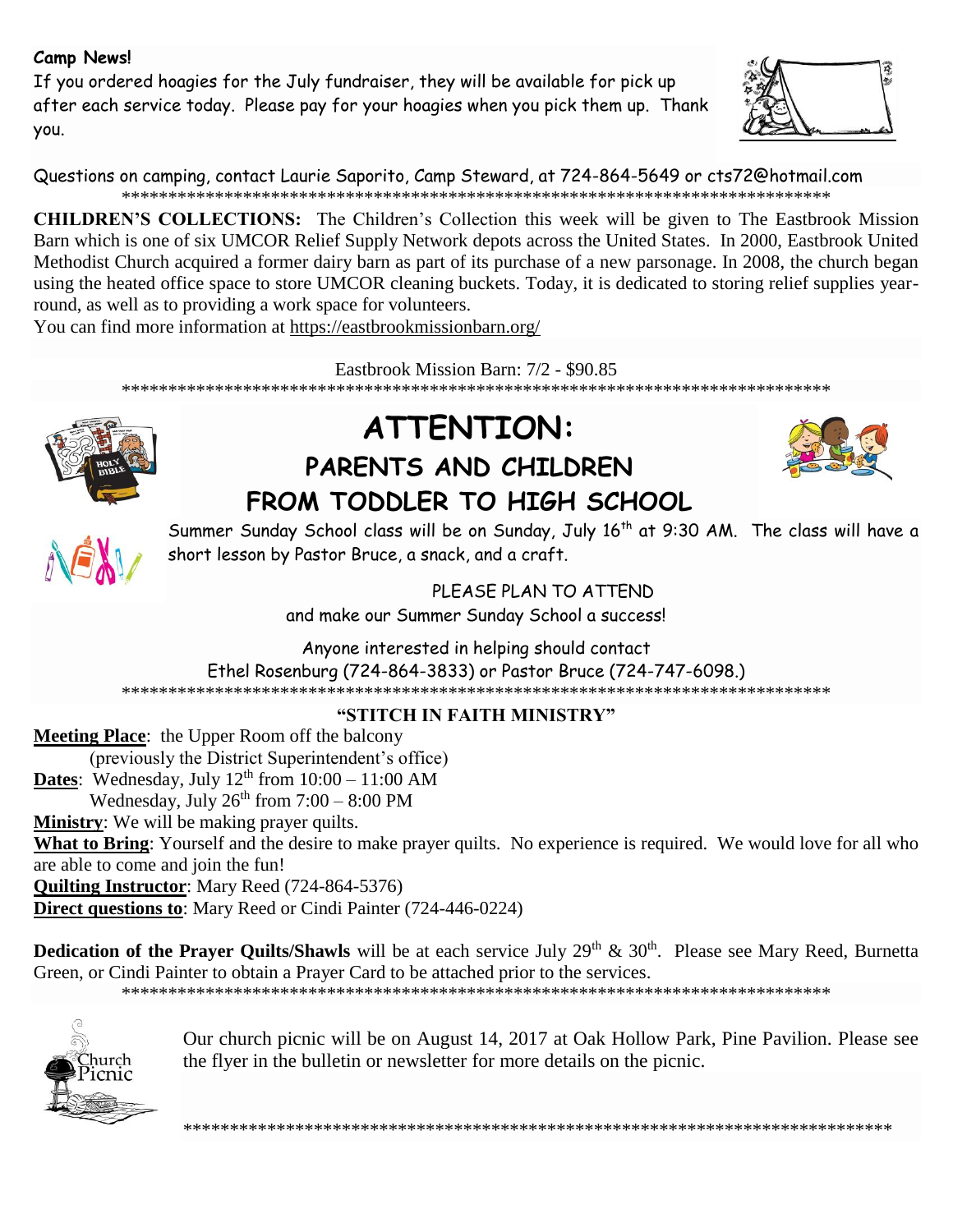**Camp News!**

If you ordered hoagies for the July fundraiser, they will be available for pick up after each service today. Please pay for your hoagies when you pick them up. Thank you.

Questions on camping, contact Laurie Saporito, Camp Steward, at 724-864-5649 or cts72@hotmail.com

*******************************************************************************

**CHILDREN'S COLLECTIONS:** The Children's Collection this week will be given to The Eastbrook Mission Barn which is one of six UMCOR Relief Supply Network depots across the United States. In 2000, Eastbrook United Methodist Church acquired a former dairy barn as part of its purchase of a new parsonage. In 2008, the church began using the heated office space to store UMCOR cleaning buckets. Today, it is dedicated to storing relief supplies year-round, as well as to providing a work space for volunteers.

You can find more information at https://eastbrookmissionbarn.org/

Eastbrook Mission Barn: 7/2 - $90.85

*******************************************************************************

# ATTENTION:

## PARENTS AND CHILDREN FROM TODDLER TO HIGH SCHOOL

Summer Sunday School class will be on Sunday, July 16th at 9:30 AM. The class will have a short lesson by Pastor Bruce, a snack, and a craft.

PLEASE PLAN TO ATTEND and make our Summer Sunday School a success!

Anyone interested in helping should contact Ethel Rosenburg (724-864-3833) or Pastor Bruce (724-747-6098.)

*******************************************************************************

### "STITCH IN FAITH MINISTRY"

**Meeting Place**: the Upper Room off the balcony (previously the District Superintendent's office)

**Dates**: Wednesday, July 12th from 10:00 – 11:00 AM
Wednesday, July 26th from 7:00 – 8:00 PM

**Ministry**: We will be making prayer quilts.

**What to Bring**: Yourself and the desire to make prayer quilts. No experience is required. We would love for all who are able to come and join the fun!

**Quilting Instructor**: Mary Reed (724-864-5376)

**Direct questions to**: Mary Reed or Cindi Painter (724-446-0224)

**Dedication of the Prayer Quilts/Shawls** will be at each service July 29th & 30th. Please see Mary Reed, Burnetta Green, or Cindi Painter to obtain a Prayer Card to be attached prior to the services.

*******************************************************************************

Our church picnic will be on August 14, 2017 at Oak Hollow Park, Pine Pavilion. Please see the flyer in the bulletin or newsletter for more details on the picnic.

*******************************************************************************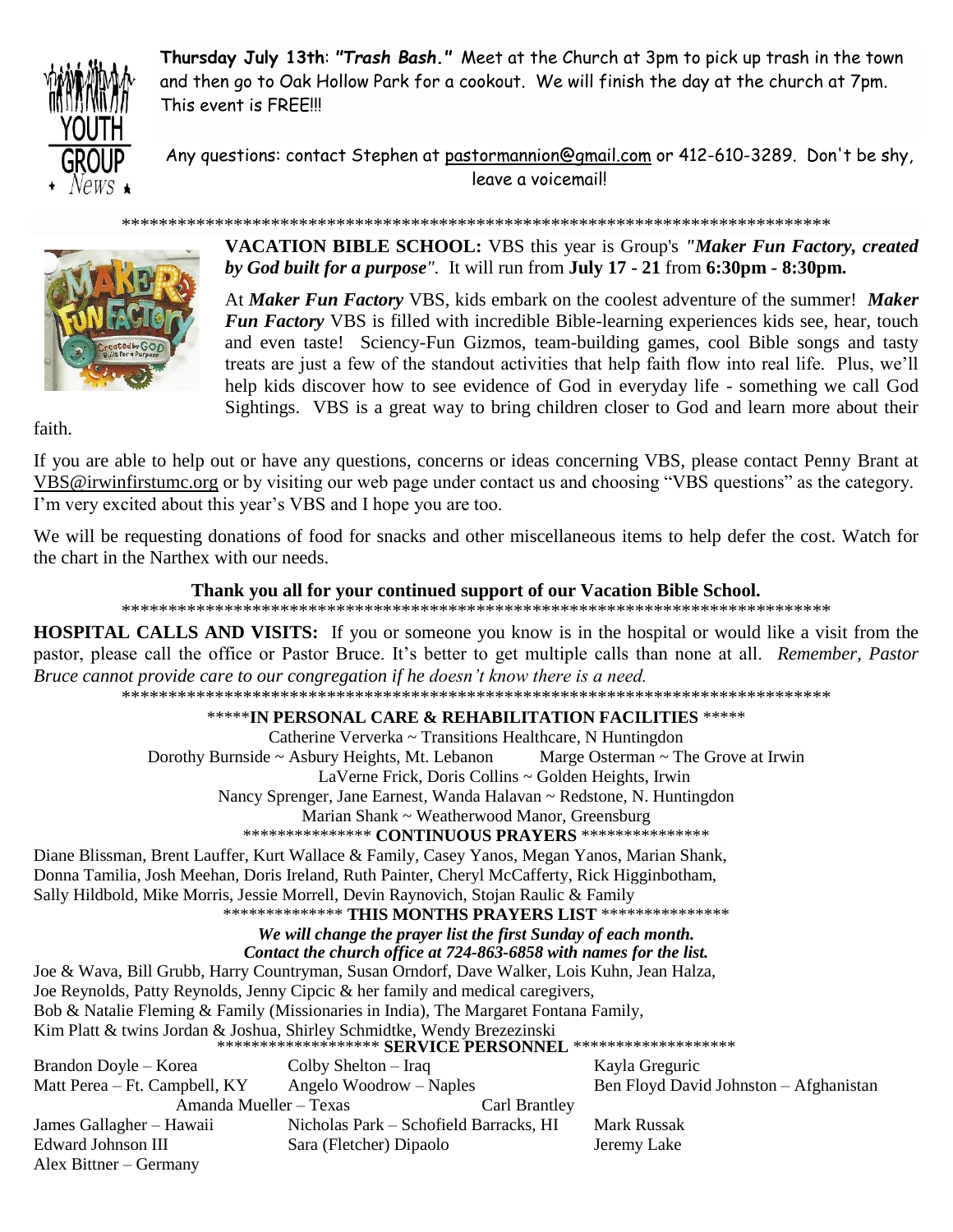**Thursday July 13th**: ***"Trash Bash."*** Meet at the Church at 3pm to pick up trash in the town and then go to Oak Hollow Park for a cookout. We will finish the day at the church at 7pm. This event is FREE!!!

Any questions: contact Stephen at pastormannion@gmail.com or 412-610-3289. Don't be shy, leave a voicemail!

*******************************************************************************

**VACATION BIBLE SCHOOL:** VBS this year is Group's *"**Maker Fun Factory, created by God built for a purpose**"*. It will run from **July 17 - 21** from **6:30pm - 8:30pm.**

At ***Maker Fun Factory*** VBS, kids embark on the coolest adventure of the summer! ***Maker Fun Factory*** VBS is filled with incredible Bible-learning experiences kids see, hear, touch and even taste! Sciency-Fun Gizmos, team-building games, cool Bible songs and tasty treats are just a few of the standout activities that help faith flow into real life. Plus, we'll help kids discover how to see evidence of God in everyday life - something we call God Sightings. VBS is a great way to bring children closer to God and learn more about their faith.

If you are able to help out or have any questions, concerns or ideas concerning VBS, please contact Penny Brant at VBS@irwinfirstumc.org or by visiting our web page under contact us and choosing "VBS questions" as the category. I'm very excited about this year's VBS and I hope you are too.

We will be requesting donations of food for snacks and other miscellaneous items to help defer the cost. Watch for the chart in the Narthex with our needs.

**Thank you all for your continued support of our Vacation Bible School.**

*******************************************************************************

**HOSPITAL CALLS AND VISITS:** If you or someone you know is in the hospital or would like a visit from the pastor, please call the office or Pastor Bruce. It's better to get multiple calls than none at all. *Remember, Pastor Bruce cannot provide care to our congregation if he doesn't know there is a need.*

*******************************************************************************

***** **IN PERSONAL CARE & REHABILITATION FACILITIES** *****

Catherine Ververka ~ Transitions Healthcare, N Huntingdon
Dorothy Burnside ~ Asbury Heights, Mt. Lebanon Marge Osterman ~ The Grove at Irwin
LaVerne Frick, Doris Collins ~ Golden Heights, Irwin
Nancy Sprenger, Jane Earnest, Wanda Halavan ~ Redstone, N. Huntingdon
Marian Shank ~ Weatherwood Manor, Greensburg

*************** **CONTINUOUS PRAYERS** ***************

Diane Blissman, Brent Lauffer, Kurt Wallace & Family, Casey Yanos, Megan Yanos, Marian Shank, Donna Tamilia, Josh Meehan, Doris Ireland, Ruth Painter, Cheryl McCafferty, Rick Higginbotham, Sally Hildbold, Mike Morris, Jessie Morrell, Devin Raynovich, Stojan Raulic & Family

************** **THIS MONTHS PRAYERS LIST** ***************

***We will change the prayer list the first Sunday of each month.***
***Contact the church office at 724-863-6858 with names for the list.***

Joe & Wava, Bill Grubb, Harry Countryman, Susan Orndorf, Dave Walker, Lois Kuhn, Jean Halza, Joe Reynolds, Patty Reynolds, Jenny Cipcic & her family and medical caregivers, Bob & Natalie Fleming & Family (Missionaries in India), The Margaret Fontana Family, Kim Platt & twins Jordan & Joshua, Shirley Schmidtke, Wendy Brezezinski

****************** **SERVICE PERSONNEL** ******************

Brandon Doyle – Korea
Colby Shelton – Iraq
Kayla Greguric
Matt Perea – Ft. Campbell, KY
Angelo Woodrow – Naples
Ben Floyd David Johnston – Afghanistan
Amanda Mueller – Texas
Carl Brantley
James Gallagher – Hawaii
Nicholas Park – Schofield Barracks, HI
Mark Russak
Edward Johnson III
Sara (Fletcher) Dipaolo
Jeremy Lake
Alex Bittner – Germany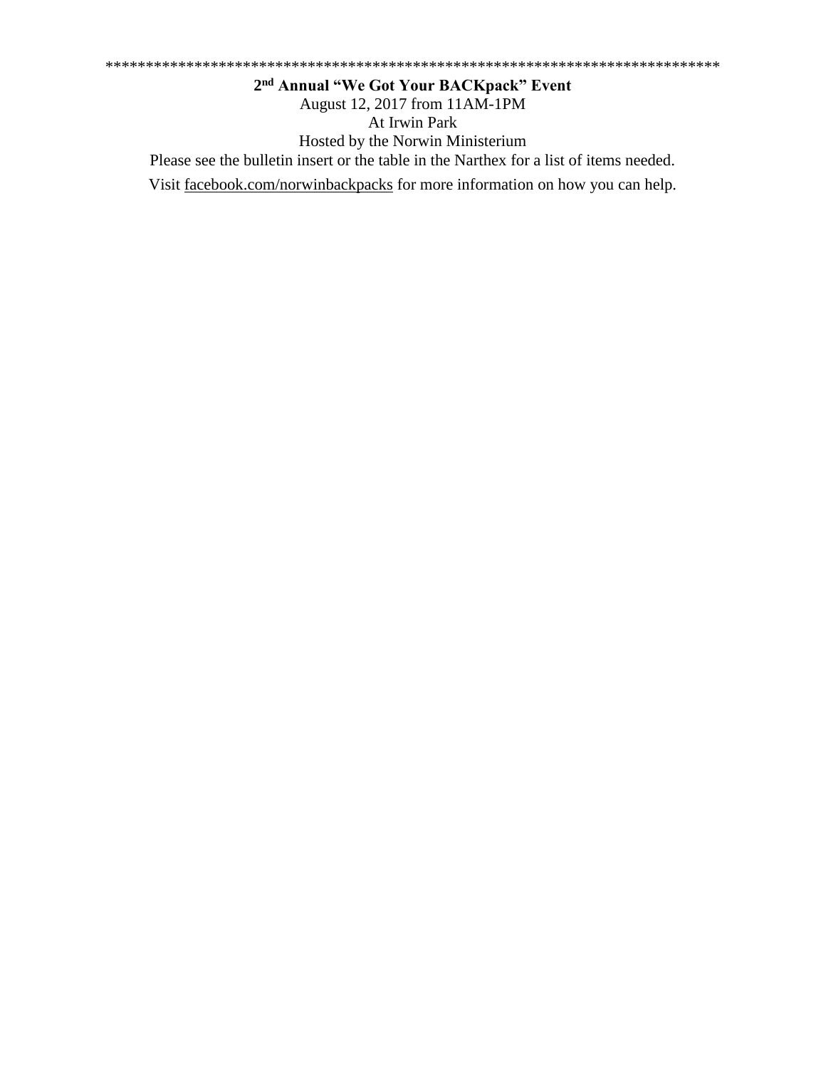******************************************************************************

**2nd Annual "We Got Your BACKpack" Event**

August 12, 2017 from 11AM-1PM

At Irwin Park

Hosted by the Norwin Ministerium

Please see the bulletin insert or the table in the Narthex for a list of items needed.

Visit facebook.com/norwinbackpacks for more information on how you can help.